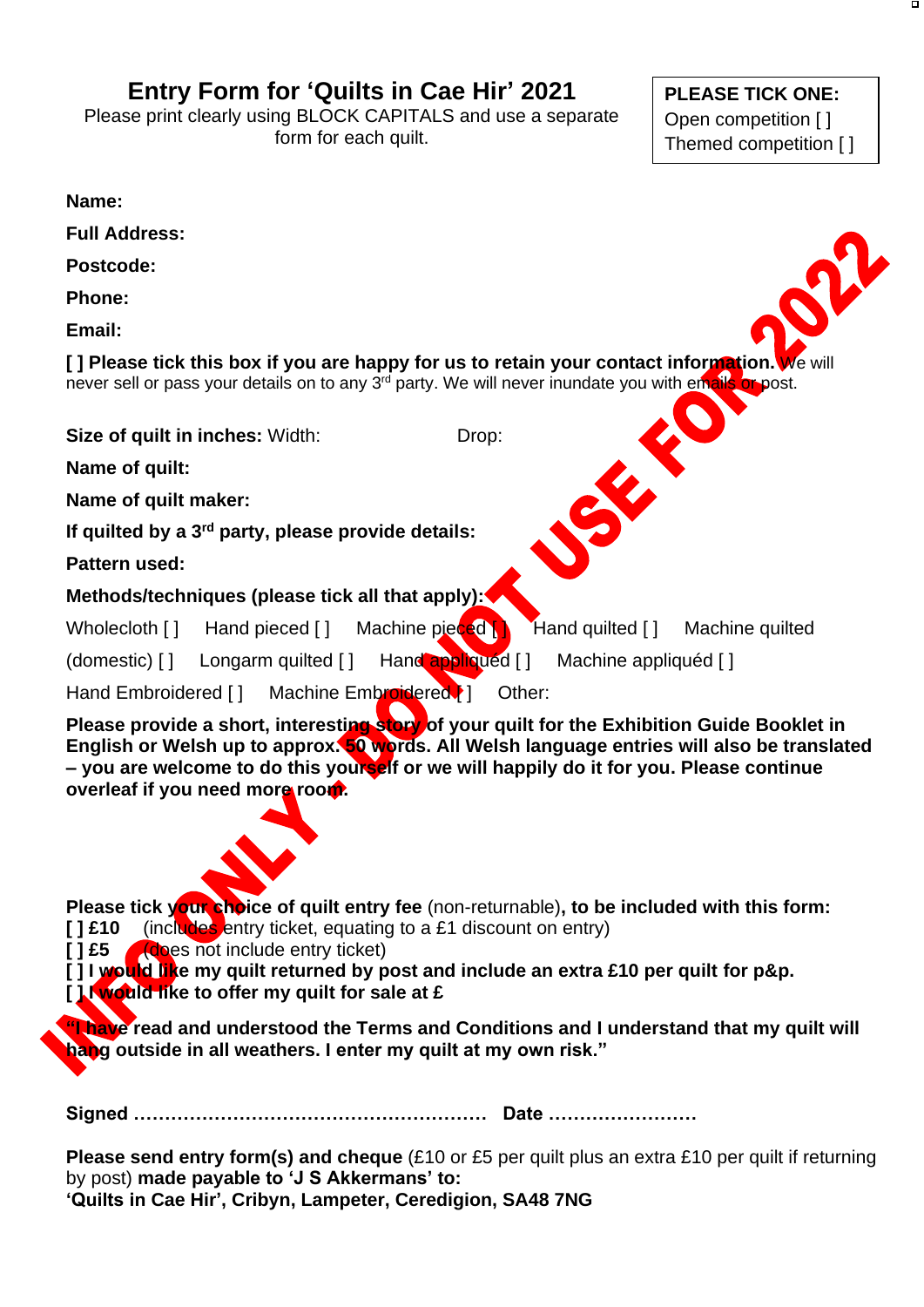# Entry Form for 'Quilts in Cae Hir' 2021

Please print clearly using BLOCK CAPITALS and use a separate form for each quilt.

**PLEASE TICK ONE:**
Open competition [ ]
Themed competition [ ]

INFO ONLY – DO NOT USE FOR 2022

**Name:**

**Full Address:**

**Postcode:**

**Phone:**

**Email:**

**[ ] Please tick this box if you are happy for us to retain your contact information.** We will never sell or pass your details on to any 3rd party. We will never inundate you with emails or post.

**Size of quilt in inches:** Width: Drop:

**Name of quilt:**

**Name of quilt maker:**

**If quilted by a 3rd party, please provide details:**

**Pattern used:**

**Methods/techniques (please tick all that apply):**

Wholecloth [ ] Hand pieced [ ] Machine pieced [ ] Hand quilted [ ] Machine quilted (domestic) [ ] Longarm quilted [ ] Hand appliquéd [ ] Machine appliquéd [ ] Hand Embroidered [ ] Machine Embroidered [ ] Other:

**Please provide a short, interesting story of your quilt for the Exhibition Guide Booklet in English or Welsh up to approx. 50 words. All Welsh language entries will also be translated – you are welcome to do this yourself or we will happily do it for you. Please continue overleaf if you need more room.**

**Please tick your choice of quilt entry fee** (non-returnable)**, to be included with this form:**
**[ ] £10** (includes entry ticket, equating to a £1 discount on entry)
**[ ] £5** (does not include entry ticket)
**[ ] I would like my quilt returned by post and include an extra £10 per quilt for p&p.**
**[ ] I would like to offer my quilt for sale at £**

**"I have read and understood the Terms and Conditions and I understand that my quilt will hang outside in all weathers. I enter my quilt at my own risk."**

**Signed ………………………………………………… Date ……………………**

**Please send entry form(s) and cheque** (£10 or £5 per quilt plus an extra £10 per quilt if returning by post) **made payable to 'J S Akkermans' to:**
**'Quilts in Cae Hir', Cribyn, Lampeter, Ceredigion, SA48 7NG**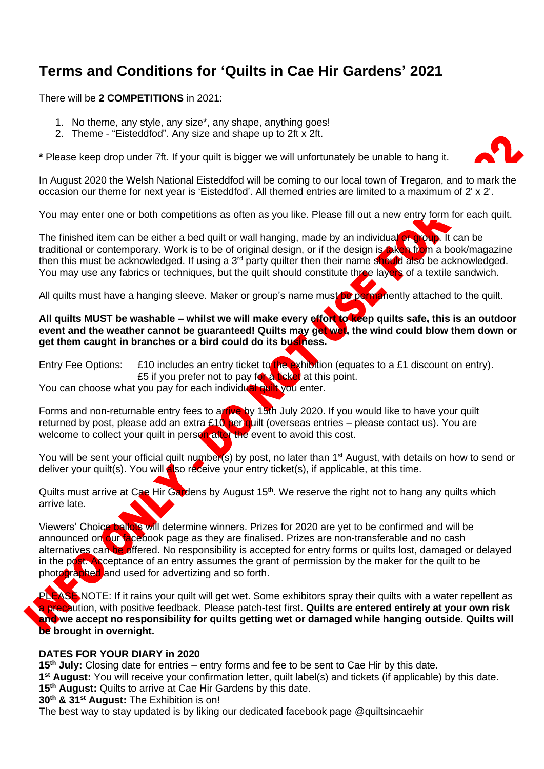# Terms and Conditions for 'Quilts in Cae Hir Gardens' 2021

There will be **2 COMPETITIONS** in 2021:

1. No theme, any style, any size*, any shape, anything goes!
2. Theme - "Eisteddfod". Any size and shape up to 2ft x 2ft.

**\*** Please keep drop under 7ft. If your quilt is bigger we will unfortunately be unable to hang it.

In August 2020 the Welsh National Eisteddfod will be coming to our local town of Tregaron, and to mark the occasion our theme for next year is 'Eisteddfod'. All themed entries are limited to a maximum of 2' x 2'.

You may enter one or both competitions as often as you like. Please fill out a new entry form for each quilt.

The finished item can be either a bed quilt or wall hanging, made by an individual or group. It can be traditional or contemporary. Work is to be of original design, or if the design is taken from a book/magazine then this must be acknowledged. If using a 3rd party quilter then their name should also be acknowledged. You may use any fabrics or techniques, but the quilt should constitute three layers of a textile sandwich.

All quilts must have a hanging sleeve. Maker or group's name must be permanently attached to the quilt.

**All quilts MUST be washable – whilst we will make every effort to keep quilts safe, this is an outdoor event and the weather cannot be guaranteed! Quilts may get wet, the wind could blow them down or get them caught in branches or a bird could do its business.**

Entry Fee Options: £10 includes an entry ticket to the exhibition (equates to a £1 discount on entry).
£5 if you prefer not to pay for a ticket at this point.
You can choose what you pay for each individual quilt you enter.

Forms and non-returnable entry fees to arrive by 15th July 2020. If you would like to have your quilt returned by post, please add an extra £10 per quilt (overseas entries – please contact us). You are welcome to collect your quilt in person after the event to avoid this cost.

You will be sent your official quilt number(s) by post, no later than 1st August, with details on how to send or deliver your quilt(s). You will also receive your entry ticket(s), if applicable, at this time.

Quilts must arrive at Cae Hir Gardens by August 15th. We reserve the right not to hang any quilts which arrive late.

Viewers' Choice ballots will determine winners. Prizes for 2020 are yet to be confirmed and will be announced on our facebook page as they are finalised. Prizes are non-transferable and no cash alternatives can be offered. No responsibility is accepted for entry forms or quilts lost, damaged or delayed in the post. Acceptance of an entry assumes the grant of permission by the maker for the quilt to be photographed and used for advertizing and so forth.

PLEASE NOTE: If it rains your quilt will get wet. Some exhibitors spray their quilts with a water repellent as a precaution, with positive feedback. Please patch-test first. **Quilts are entered entirely at your own risk and we accept no responsibility for quilts getting wet or damaged while hanging outside. Quilts will be brought in overnight.**

**DATES FOR YOUR DIARY in 2020**
**15th July:** Closing date for entries – entry forms and fee to be sent to Cae Hir by this date.
**1st August:** You will receive your confirmation letter, quilt label(s) and tickets (if applicable) by this date.
**15th August:** Quilts to arrive at Cae Hir Gardens by this date.
**30th & 31st August:** The Exhibition is on!
The best way to stay updated is by liking our dedicated facebook page @quiltsincaehir

INFO ONLY - DO NOT USE FOR 2